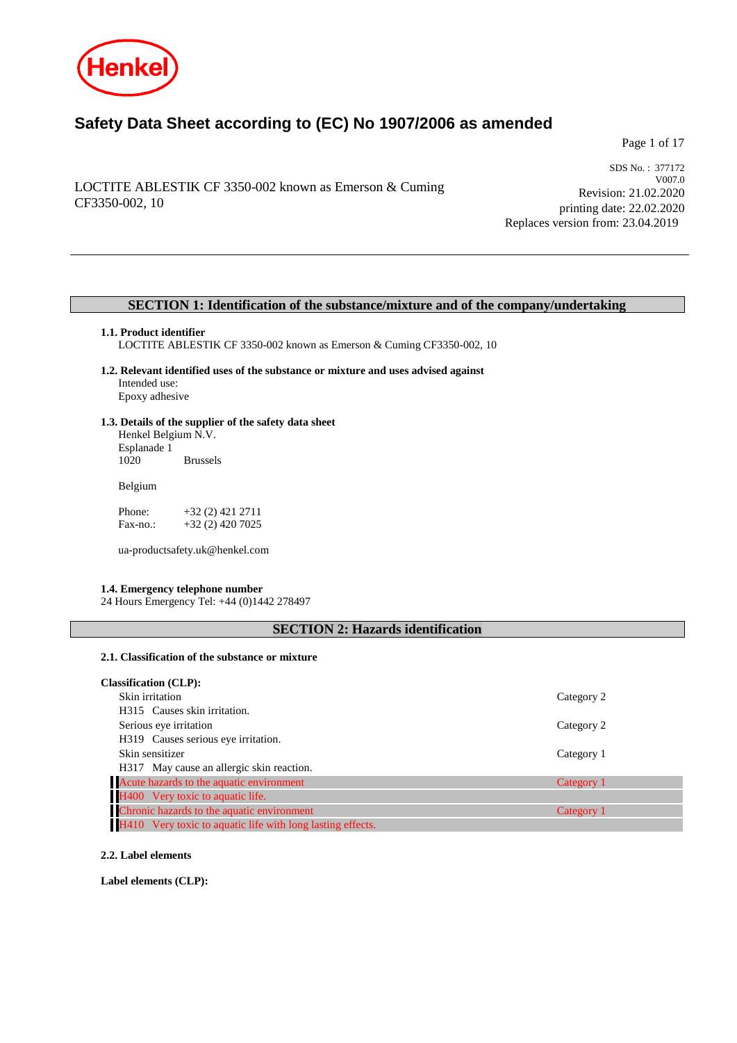# Safety Data Sheet according to (EC) No 1907/2006 as amended

LOCTITE ABLESTIK CF 3350-002 known as Emerson & Cuming CF3350-002, 10

SDS No. : 377172
V007.0
Revision: 21.02.2020
printing date: 22.02.2020
Replaces version from: 23.04.2019

## SECTION 1: Identification of the substance/mixture and of the company/undertaking

**1.1. Product identifier**

LOCTITE ABLESTIK CF 3350-002 known as Emerson & Cuming CF3350-002, 10

**1.2. Relevant identified uses of the substance or mixture and uses advised against**

Intended use:
Epoxy adhesive

**1.3. Details of the supplier of the safety data sheet**

Henkel Belgium N.V.
Esplanade 1
1020 Brussels

Belgium

Phone: +32 (2) 421 2711
Fax-no.: +32 (2) 420 7025

ua-productsafety.uk@henkel.com

**1.4. Emergency telephone number**

24 Hours Emergency Tel: +44 (0)1442 278497

## SECTION 2: Hazards identification

**2.1. Classification of the substance or mixture**

**Classification (CLP):**

| | |
|---|---|
| Skin irritation | Category 2 |
| H315 Causes skin irritation. | |
| Serious eye irritation | Category 2 |
| H319 Causes serious eye irritation. | |
| Skin sensitizer | Category 1 |
| H317 May cause an allergic skin reaction. | |
| Acute hazards to the aquatic environment | Category 1 |
| H400 Very toxic to aquatic life. | |
| Chronic hazards to the aquatic environment | Category 1 |
| H410 Very toxic to aquatic life with long lasting effects. | |

**2.2. Label elements**

**Label elements (CLP):**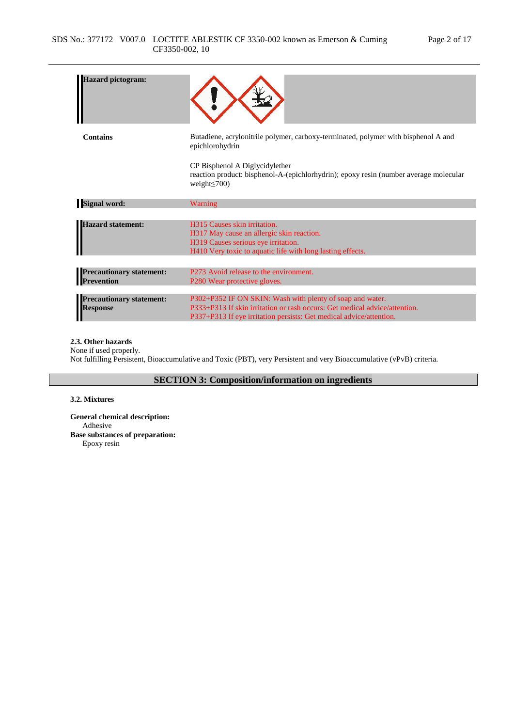| | |
|---|---|
| **Hazard pictogram:** | |
| **Contains** | Butadiene, acrylonitrile polymer, carboxy-terminated, polymer with bisphenol A and epichlorohydrin<br><br>CP Bisphenol A Diglycidylether<br>reaction product: bisphenol-A-(epichlorhydrin); epoxy resin (number average molecular weight≤700) |
| **Signal word:** | Warning |
| **Hazard statement:** | H315 Causes skin irritation.<br>H317 May cause an allergic skin reaction.<br>H319 Causes serious eye irritation.<br>H410 Very toxic to aquatic life with long lasting effects. |
| **Precautionary statement: Prevention** | P273 Avoid release to the environment.<br>P280 Wear protective gloves. |
| **Precautionary statement: Response** | P302+P352 IF ON SKIN: Wash with plenty of soap and water.<br>P333+P313 If skin irritation or rash occurs: Get medical advice/attention.<br>P337+P313 If eye irritation persists: Get medical advice/attention. |

**2.3. Other hazards**

None if used properly.
Not fulfilling Persistent, Bioaccumulative and Toxic (PBT), very Persistent and very Bioaccumulative (vPvB) criteria.

## SECTION 3: Composition/information on ingredients

**3.2. Mixtures**

**General chemical description:**
Adhesive

**Base substances of preparation:**
Epoxy resin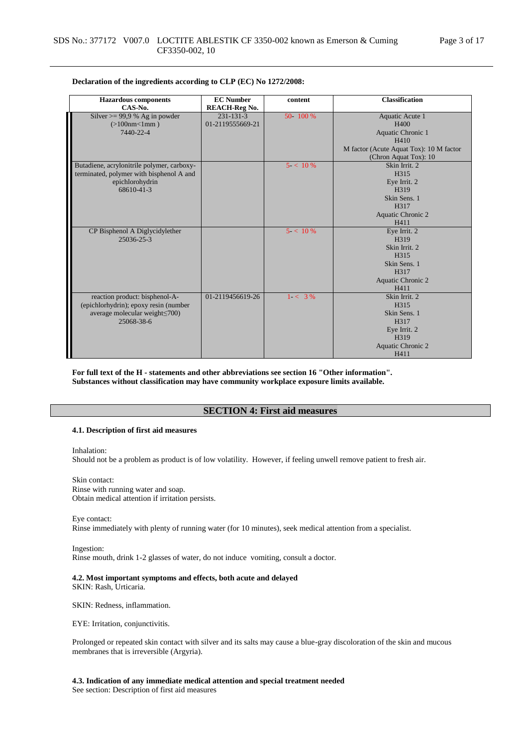**Declaration of the ingredients according to CLP (EC) No 1272/2008:**

| Hazardous components CAS-No. | EC Number REACH-Reg No. | content | Classification |
|---|---|---|---|
| Silver >= 99,9 % Ag in powder (>100nm<1mm ) 7440-22-4 | 231-131-3 01-2119555669-21 | 50- 100 % | Aquatic Acute 1 H400 Aquatic Chronic 1 H410 M factor (Acute Aquat Tox): 10 M factor (Chron Aquat Tox): 10 |
| Butadiene, acrylonitrile polymer, carboxy-terminated, polymer with bisphenol A and epichlorohydrin 68610-41-3 | | 5- < 10 % | Skin Irrit. 2 H315 Eye Irrit. 2 H319 Skin Sens. 1 H317 Aquatic Chronic 2 H411 |
| CP Bisphenol A Diglycidylether 25036-25-3 | | 5- < 10 % | Eye Irrit. 2 H319 Skin Irrit. 2 H315 Skin Sens. 1 H317 Aquatic Chronic 2 H411 |
| reaction product: bisphenol-A-(epichlorhydrin); epoxy resin (number average molecular weight≤700) 25068-38-6 | 01-2119456619-26 | 1- < 3 % | Skin Irrit. 2 H315 Skin Sens. 1 H317 Eye Irrit. 2 H319 Aquatic Chronic 2 H411 |

**For full text of the H - statements and other abbreviations see section 16 "Other information".**
**Substances without classification may have community workplace exposure limits available.**

## SECTION 4: First aid measures

### 4.1. Description of first aid measures

Inhalation:
Should not be a problem as product is of low volatility. However, if feeling unwell remove patient to fresh air.

Skin contact:
Rinse with running water and soap.
Obtain medical attention if irritation persists.

Eye contact:
Rinse immediately with plenty of running water (for 10 minutes), seek medical attention from a specialist.

Ingestion:
Rinse mouth, drink 1-2 glasses of water, do not induce vomiting, consult a doctor.

### 4.2. Most important symptoms and effects, both acute and delayed

SKIN: Rash, Urticaria.

SKIN: Redness, inflammation.

EYE: Irritation, conjunctivitis.

Prolonged or repeated skin contact with silver and its salts may cause a blue-gray discoloration of the skin and mucous membranes that is irreversible (Argyria).

### 4.3. Indication of any immediate medical attention and special treatment needed

See section: Description of first aid measures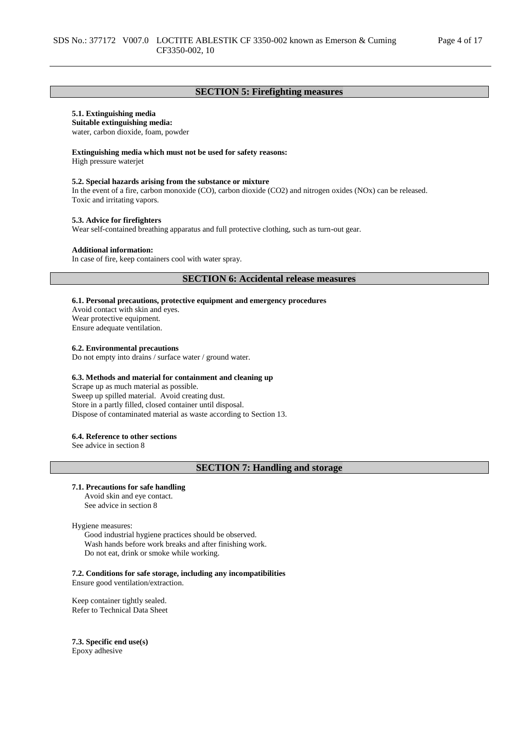## SECTION 5: Firefighting measures

**5.1. Extinguishing media**
**Suitable extinguishing media:**
water, carbon dioxide, foam, powder

**Extinguishing media which must not be used for safety reasons:**
High pressure waterjet

**5.2. Special hazards arising from the substance or mixture**
In the event of a fire, carbon monoxide (CO), carbon dioxide ($CO_2$) and nitrogen oxides (NOx) can be released.
Toxic and irritating vapors.

**5.3. Advice for firefighters**
Wear self-contained breathing apparatus and full protective clothing, such as turn-out gear.

**Additional information:**
In case of fire, keep containers cool with water spray.

## SECTION 6: Accidental release measures

**6.1. Personal precautions, protective equipment and emergency procedures**
Avoid contact with skin and eyes.
Wear protective equipment.
Ensure adequate ventilation.

**6.2. Environmental precautions**
Do not empty into drains / surface water / ground water.

**6.3. Methods and material for containment and cleaning up**
Scrape up as much material as possible.
Sweep up spilled material. Avoid creating dust.
Store in a partly filled, closed container until disposal.
Dispose of contaminated material as waste according to Section 13.

**6.4. Reference to other sections**
See advice in section 8

## SECTION 7: Handling and storage

**7.1. Precautions for safe handling**
Avoid skin and eye contact.
See advice in section 8

Hygiene measures:
Good industrial hygiene practices should be observed.
Wash hands before work breaks and after finishing work.
Do not eat, drink or smoke while working.

**7.2. Conditions for safe storage, including any incompatibilities**
Ensure good ventilation/extraction.

Keep container tightly sealed.
Refer to Technical Data Sheet

**7.3. Specific end use(s)**
Epoxy adhesive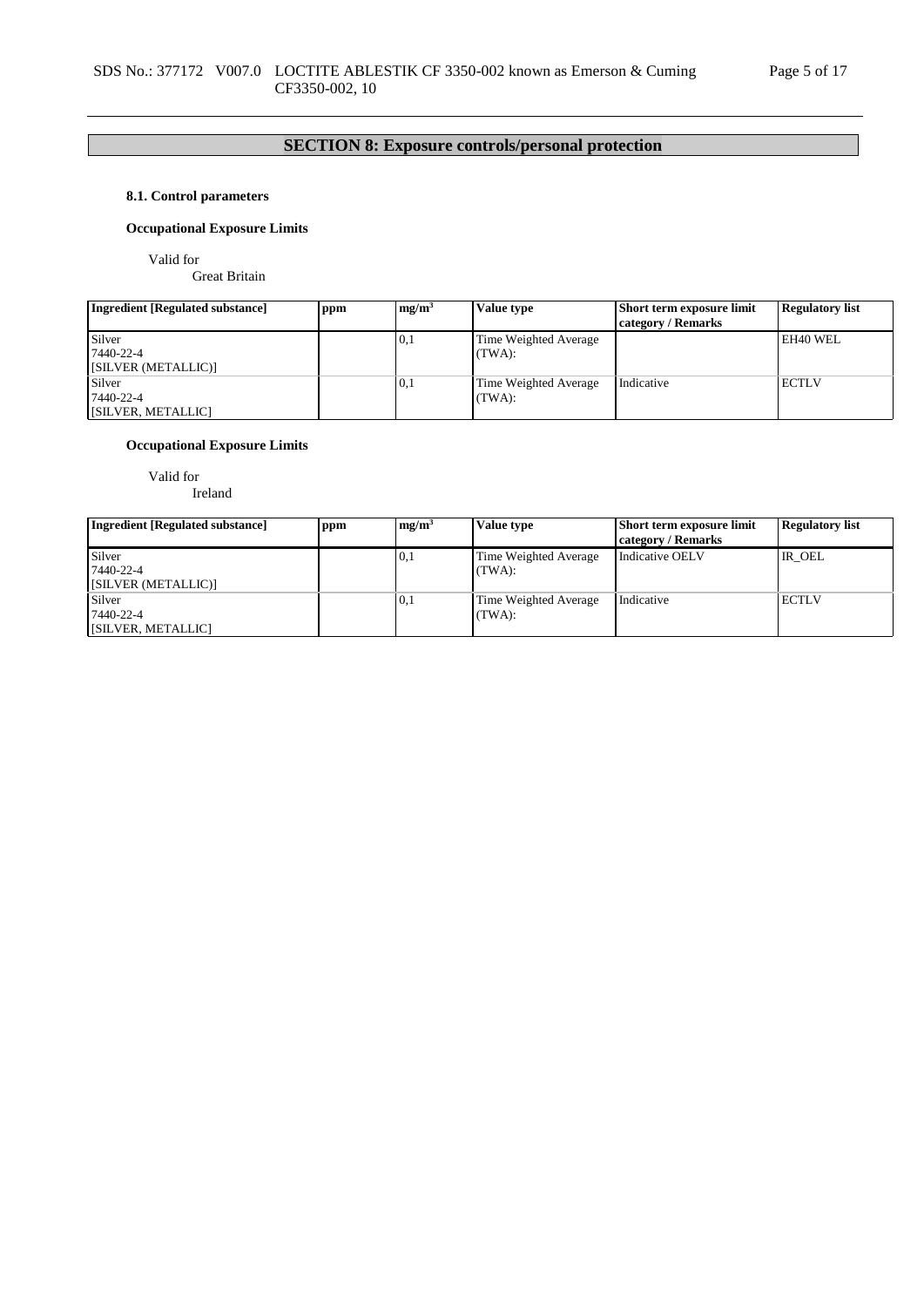## SECTION 8: Exposure controls/personal protection

### 8.1. Control parameters

**Occupational Exposure Limits**

Valid for
Great Britain

| Ingredient [Regulated substance] | ppm | mg/m³ | Value type | Short term exposure limit category / Remarks | Regulatory list |
|---|---|---|---|---|---|
| Silver<br>7440-22-4<br>[SILVER (METALLIC)] | | 0,1 | Time Weighted Average (TWA): | | EH40 WEL |
| Silver<br>7440-22-4<br>[SILVER, METALLIC] | | 0,1 | Time Weighted Average (TWA): | Indicative | ECTLV |

**Occupational Exposure Limits**

Valid for
Ireland

| Ingredient [Regulated substance] | ppm | mg/m³ | Value type | Short term exposure limit category / Remarks | Regulatory list |
|---|---|---|---|---|---|
| Silver<br>7440-22-4<br>[SILVER (METALLIC)] | | 0,1 | Time Weighted Average (TWA): | Indicative OELV | IR_OEL |
| Silver<br>7440-22-4<br>[SILVER, METALLIC] | | 0,1 | Time Weighted Average (TWA): | Indicative | ECTLV |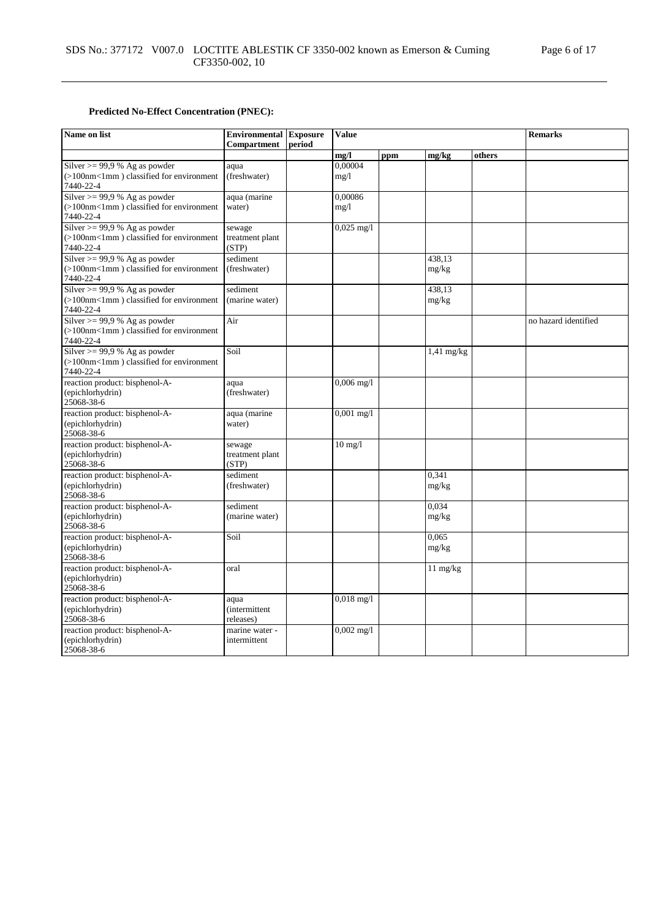**Predicted No-Effect Concentration (PNEC):**

| Name on list | Environmental Compartment | Exposure period | Value | | | | Remarks |
|---|---|---|---|---|---|---|---|
| | | | mg/l | ppm | mg/kg | others | |
| Silver >= 99,9 % Ag as powder (>100nm<1mm ) classified for environment 7440-22-4 | aqua (freshwater) | | 0,00004 mg/l | | | | |
| Silver >= 99,9 % Ag as powder (>100nm<1mm ) classified for environment 7440-22-4 | aqua (marine water) | | 0,00086 mg/l | | | | |
| Silver >= 99,9 % Ag as powder (>100nm<1mm ) classified for environment 7440-22-4 | sewage treatment plant (STP) | | 0,025 mg/l | | | | |
| Silver >= 99,9 % Ag as powder (>100nm<1mm ) classified for environment 7440-22-4 | sediment (freshwater) | | | | 438,13 mg/kg | | |
| Silver >= 99,9 % Ag as powder (>100nm<1mm ) classified for environment 7440-22-4 | sediment (marine water) | | | | 438,13 mg/kg | | |
| Silver >= 99,9 % Ag as powder (>100nm<1mm ) classified for environment 7440-22-4 | Air | | | | | | no hazard identified |
| Silver >= 99,9 % Ag as powder (>100nm<1mm ) classified for environment 7440-22-4 | Soil | | | | 1,41 mg/kg | | |
| reaction product: bisphenol-A-(epichlorhydrin) 25068-38-6 | aqua (freshwater) | | 0,006 mg/l | | | | |
| reaction product: bisphenol-A-(epichlorhydrin) 25068-38-6 | aqua (marine water) | | 0,001 mg/l | | | | |
| reaction product: bisphenol-A-(epichlorhydrin) 25068-38-6 | sewage treatment plant (STP) | | 10 mg/l | | | | |
| reaction product: bisphenol-A-(epichlorhydrin) 25068-38-6 | sediment (freshwater) | | | | 0,341 mg/kg | | |
| reaction product: bisphenol-A-(epichlorhydrin) 25068-38-6 | sediment (marine water) | | | | 0,034 mg/kg | | |
| reaction product: bisphenol-A-(epichlorhydrin) 25068-38-6 | Soil | | | | 0,065 mg/kg | | |
| reaction product: bisphenol-A-(epichlorhydrin) 25068-38-6 | oral | | | | 11 mg/kg | | |
| reaction product: bisphenol-A-(epichlorhydrin) 25068-38-6 | aqua (intermittent releases) | | 0,018 mg/l | | | | |
| reaction product: bisphenol-A-(epichlorhydrin) 25068-38-6 | marine water - intermittent | | 0,002 mg/l | | | | |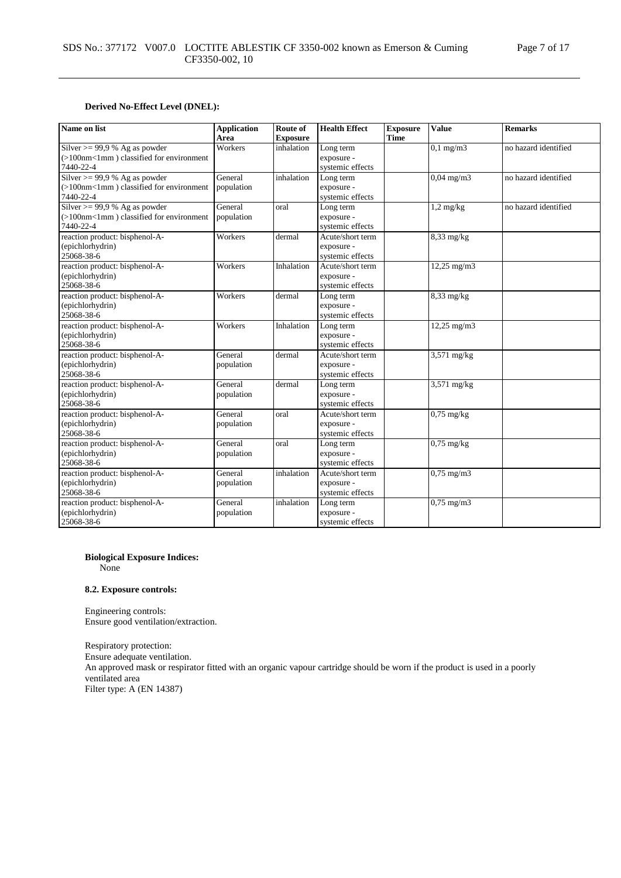**Derived No-Effect Level (DNEL):**

| Name on list | Application Area | Route of Exposure | Health Effect | Exposure Time | Value | Remarks |
|---|---|---|---|---|---|---|
| Silver >= 99,9 % Ag as powder (>100nm<1mm ) classified for environment 7440-22-4 | Workers | inhalation | Long term exposure - systemic effects | | 0,1 mg/m3 | no hazard identified |
| Silver >= 99,9 % Ag as powder (>100nm<1mm ) classified for environment 7440-22-4 | General population | inhalation | Long term exposure - systemic effects | | 0,04 mg/m3 | no hazard identified |
| Silver >= 99,9 % Ag as powder (>100nm<1mm ) classified for environment 7440-22-4 | General population | oral | Long term exposure - systemic effects | | 1,2 mg/kg | no hazard identified |
| reaction product: bisphenol-A-(epichlorhydrin) 25068-38-6 | Workers | dermal | Acute/short term exposure - systemic effects | | 8,33 mg/kg | |
| reaction product: bisphenol-A-(epichlorhydrin) 25068-38-6 | Workers | Inhalation | Acute/short term exposure - systemic effects | | 12,25 mg/m3 | |
| reaction product: bisphenol-A-(epichlorhydrin) 25068-38-6 | Workers | dermal | Long term exposure - systemic effects | | 8,33 mg/kg | |
| reaction product: bisphenol-A-(epichlorhydrin) 25068-38-6 | Workers | Inhalation | Long term exposure - systemic effects | | 12,25 mg/m3 | |
| reaction product: bisphenol-A-(epichlorhydrin) 25068-38-6 | General population | dermal | Acute/short term exposure - systemic effects | | 3,571 mg/kg | |
| reaction product: bisphenol-A-(epichlorhydrin) 25068-38-6 | General population | dermal | Long term exposure - systemic effects | | 3,571 mg/kg | |
| reaction product: bisphenol-A-(epichlorhydrin) 25068-38-6 | General population | oral | Acute/short term exposure - systemic effects | | 0,75 mg/kg | |
| reaction product: bisphenol-A-(epichlorhydrin) 25068-38-6 | General population | oral | Long term exposure - systemic effects | | 0,75 mg/kg | |
| reaction product: bisphenol-A-(epichlorhydrin) 25068-38-6 | General population | inhalation | Acute/short term exposure - systemic effects | | 0,75 mg/m3 | |
| reaction product: bisphenol-A-(epichlorhydrin) 25068-38-6 | General population | inhalation | Long term exposure - systemic effects | | 0,75 mg/m3 | |

**Biological Exposure Indices:**
None

**8.2. Exposure controls:**

Engineering controls:
Ensure good ventilation/extraction.

Respiratory protection:
Ensure adequate ventilation.
An approved mask or respirator fitted with an organic vapour cartridge should be worn if the product is used in a poorly ventilated area
Filter type: A (EN 14387)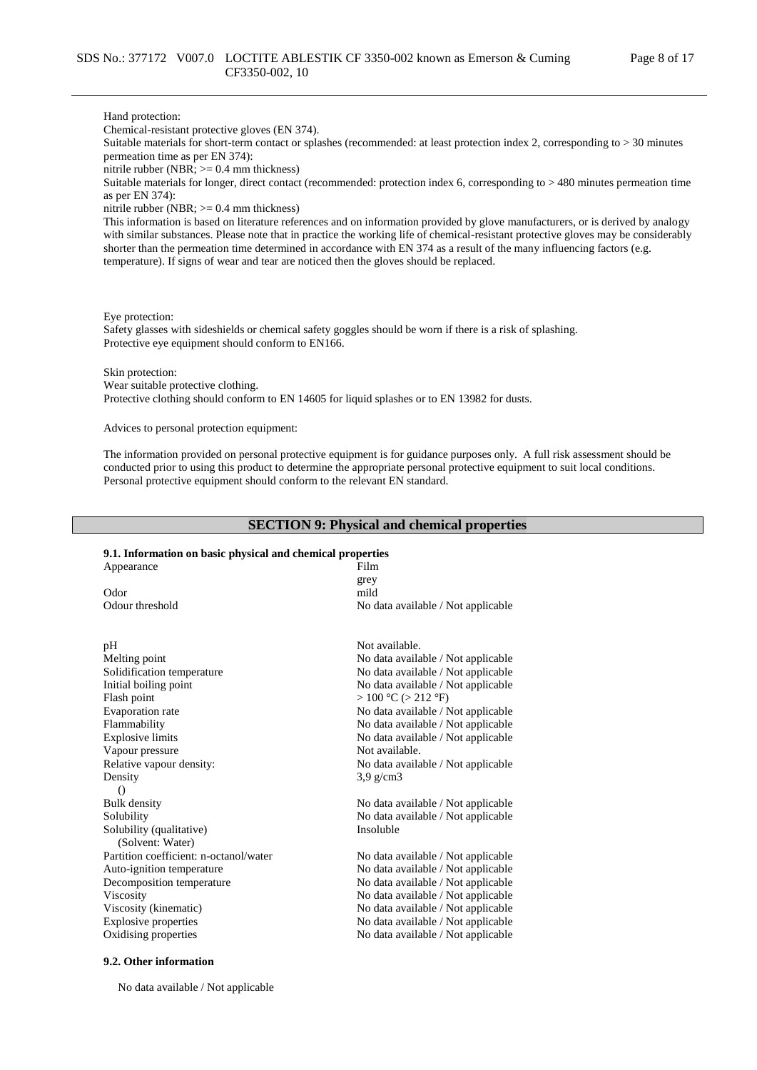Hand protection:
Chemical-resistant protective gloves (EN 374).
Suitable materials for short-term contact or splashes (recommended: at least protection index 2, corresponding to > 30 minutes permeation time as per EN 374):
nitrile rubber (NBR; >= 0.4 mm thickness)
Suitable materials for longer, direct contact (recommended: protection index 6, corresponding to > 480 minutes permeation time as per EN 374):
nitrile rubber (NBR; >= 0.4 mm thickness)
This information is based on literature references and on information provided by glove manufacturers, or is derived by analogy with similar substances. Please note that in practice the working life of chemical-resistant protective gloves may be considerably shorter than the permeation time determined in accordance with EN 374 as a result of the many influencing factors (e.g. temperature). If signs of wear and tear are noticed then the gloves should be replaced.

Eye protection:
Safety glasses with sideshields or chemical safety goggles should be worn if there is a risk of splashing.
Protective eye equipment should conform to EN166.

Skin protection:
Wear suitable protective clothing.
Protective clothing should conform to EN 14605 for liquid splashes or to EN 13982 for dusts.

Advices to personal protection equipment:

The information provided on personal protective equipment is for guidance purposes only. A full risk assessment should be conducted prior to using this product to determine the appropriate personal protective equipment to suit local conditions. Personal protective equipment should conform to the relevant EN standard.

## SECTION 9: Physical and chemical properties

### 9.1. Information on basic physical and chemical properties

| | |
|---|---|
| Appearance | Film<br>grey |
| Odor | mild |
| Odour threshold | No data available / Not applicable |
| pH | Not available. |
| Melting point | No data available / Not applicable |
| Solidification temperature | No data available / Not applicable |
| Initial boiling point | No data available / Not applicable |
| Flash point | > 100 °C (> 212 °F) |
| Evaporation rate | No data available / Not applicable |
| Flammability | No data available / Not applicable |
| Explosive limits | No data available / Not applicable |
| Vapour pressure | Not available. |
| Relative vapour density: | No data available / Not applicable |
| Density<br>() | 3,9 g/cm3 |
| Bulk density | No data available / Not applicable |
| Solubility | No data available / Not applicable |
| Solubility (qualitative)<br>(Solvent: Water) | Insoluble |
| Partition coefficient: n-octanol/water | No data available / Not applicable |
| Auto-ignition temperature | No data available / Not applicable |
| Decomposition temperature | No data available / Not applicable |
| Viscosity | No data available / Not applicable |
| Viscosity (kinematic) | No data available / Not applicable |
| Explosive properties | No data available / Not applicable |
| Oxidising properties | No data available / Not applicable |

### 9.2. Other information

No data available / Not applicable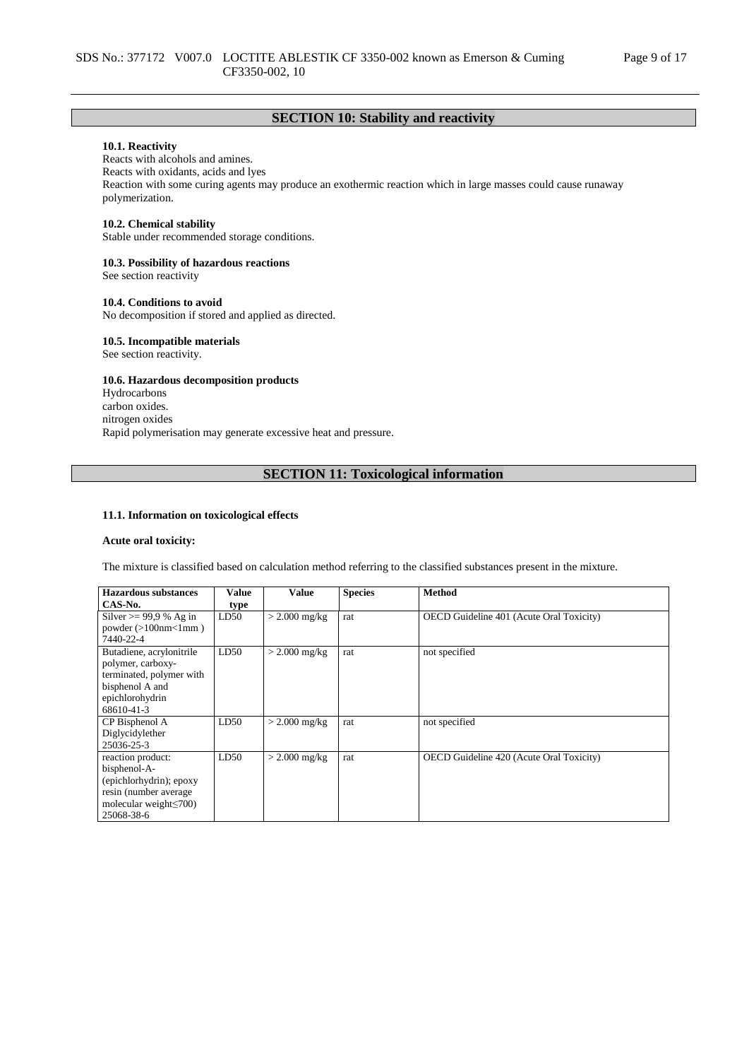## SECTION 10: Stability and reactivity

**10.1. Reactivity**
Reacts with alcohols and amines.
Reacts with oxidants, acids and lyes
Reaction with some curing agents may produce an exothermic reaction which in large masses could cause runaway polymerization.

**10.2. Chemical stability**
Stable under recommended storage conditions.

**10.3. Possibility of hazardous reactions**
See section reactivity

**10.4. Conditions to avoid**
No decomposition if stored and applied as directed.

**10.5. Incompatible materials**
See section reactivity.

**10.6. Hazardous decomposition products**
Hydrocarbons
carbon oxides.
nitrogen oxides
Rapid polymerisation may generate excessive heat and pressure.

## SECTION 11: Toxicological information

**11.1. Information on toxicological effects**

**Acute oral toxicity:**

The mixture is classified based on calculation method referring to the classified substances present in the mixture.

| Hazardous substances CAS-No. | Value type | Value | Species | Method |
|---|---|---|---|---|
| Silver >= 99,9 % Ag in powder (>100nm<1mm ) 7440-22-4 | LD50 | > 2.000 mg/kg | rat | OECD Guideline 401 (Acute Oral Toxicity) |
| Butadiene, acrylonitrile polymer, carboxy-terminated, polymer with bisphenol A and epichlorohydrin 68610-41-3 | LD50 | > 2.000 mg/kg | rat | not specified |
| CP Bisphenol A Diglycidylether 25036-25-3 | LD50 | > 2.000 mg/kg | rat | not specified |
| reaction product: bisphenol-A-(epichlorhydrin); epoxy resin (number average molecular weight≤700) 25068-38-6 | LD50 | > 2.000 mg/kg | rat | OECD Guideline 420 (Acute Oral Toxicity) |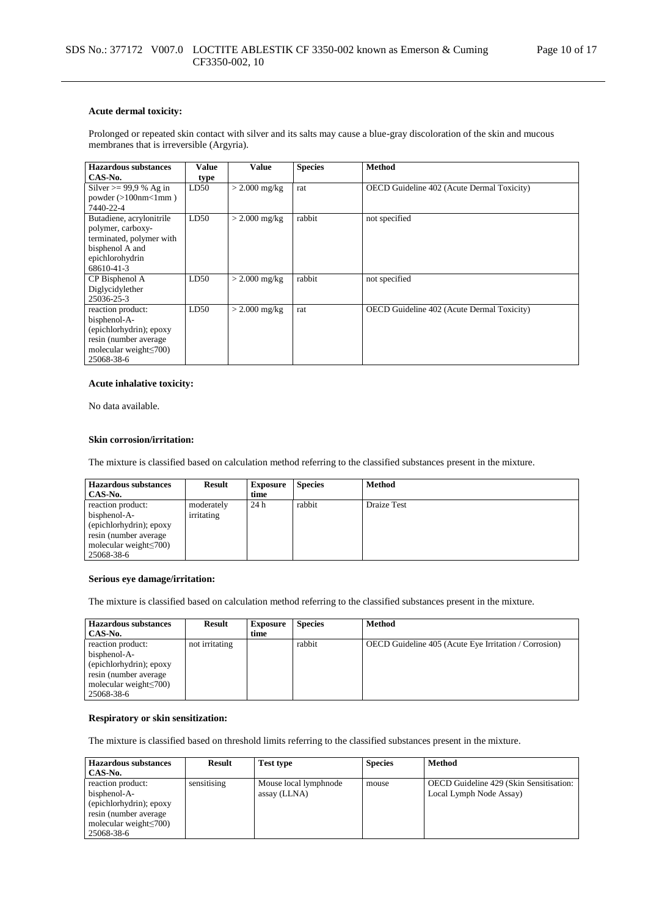**Acute dermal toxicity:**

Prolonged or repeated skin contact with silver and its salts may cause a blue-gray discoloration of the skin and mucous membranes that is irreversible (Argyria).

| Hazardous substances CAS-No. | Value type | Value | Species | Method |
|---|---|---|---|---|
| Silver >= 99,9 % Ag in powder (>100nm<1mm ) 7440-22-4 | LD50 | > 2.000 mg/kg | rat | OECD Guideline 402 (Acute Dermal Toxicity) |
| Butadiene, acrylonitrile polymer, carboxy-terminated, polymer with bisphenol A and epichlorohydrin 68610-41-3 | LD50 | > 2.000 mg/kg | rabbit | not specified |
| CP Bisphenol A Diglycidylether 25036-25-3 | LD50 | > 2.000 mg/kg | rabbit | not specified |
| reaction product: bisphenol-A-(epichlorhydrin); epoxy resin (number average molecular weight≤700) 25068-38-6 | LD50 | > 2.000 mg/kg | rat | OECD Guideline 402 (Acute Dermal Toxicity) |

**Acute inhalative toxicity:**

No data available.

**Skin corrosion/irritation:**

The mixture is classified based on calculation method referring to the classified substances present in the mixture.

| Hazardous substances CAS-No. | Result | Exposure time | Species | Method |
|---|---|---|---|---|
| reaction product: bisphenol-A-(epichlorhydrin); epoxy resin (number average molecular weight≤700) 25068-38-6 | moderately irritating | 24 h | rabbit | Draize Test |

**Serious eye damage/irritation:**

The mixture is classified based on calculation method referring to the classified substances present in the mixture.

| Hazardous substances CAS-No. | Result | Exposure time | Species | Method |
|---|---|---|---|---|
| reaction product: bisphenol-A-(epichlorhydrin); epoxy resin (number average molecular weight≤700) 25068-38-6 | not irritating | | rabbit | OECD Guideline 405 (Acute Eye Irritation / Corrosion) |

**Respiratory or skin sensitization:**

The mixture is classified based on threshold limits referring to the classified substances present in the mixture.

| Hazardous substances CAS-No. | Result | Test type | Species | Method |
|---|---|---|---|---|
| reaction product: bisphenol-A-(epichlorhydrin); epoxy resin (number average molecular weight≤700) 25068-38-6 | sensitising | Mouse local lymphnode assay (LLNA) | mouse | OECD Guideline 429 (Skin Sensitisation: Local Lymph Node Assay) |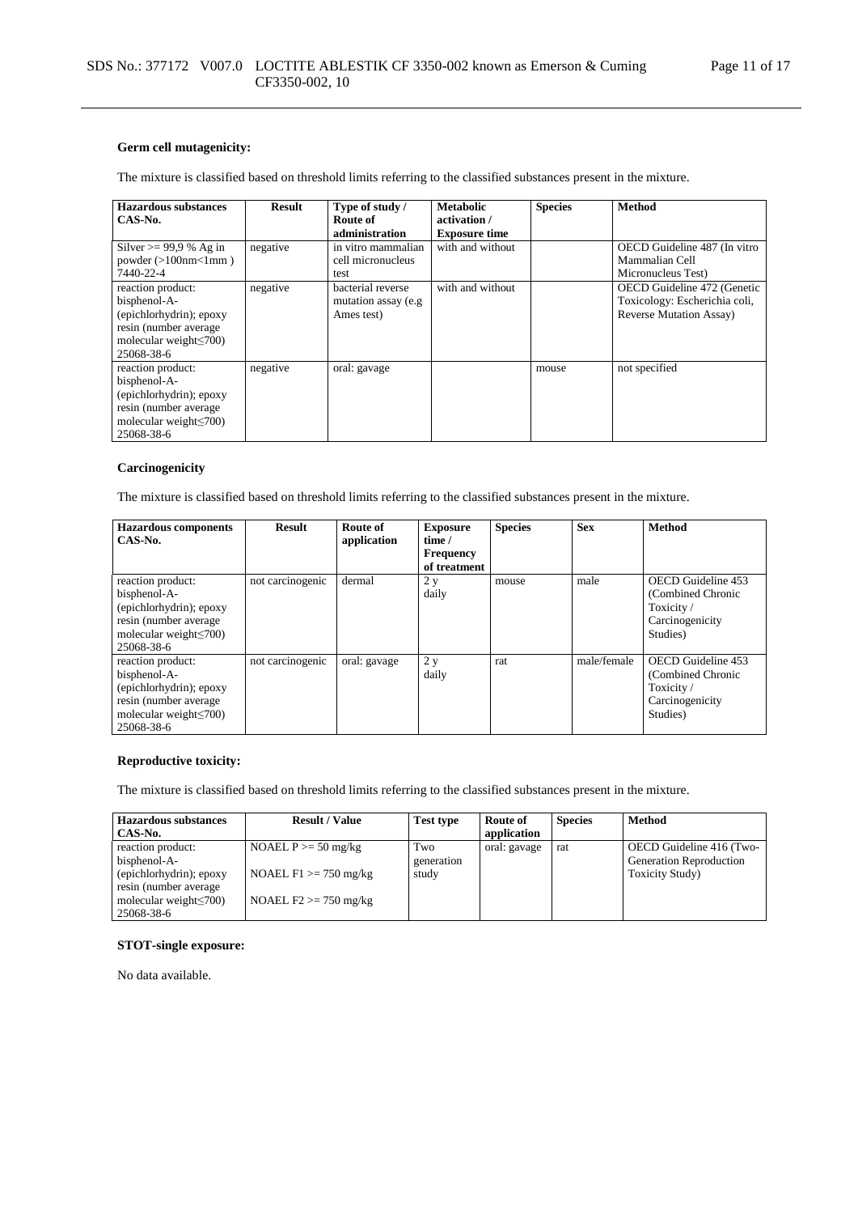### Germ cell mutagenicity:

The mixture is classified based on threshold limits referring to the classified substances present in the mixture.

| Hazardous substances CAS-No. | Result | Type of study / Route of administration | Metabolic activation / Exposure time | Species | Method |
|---|---|---|---|---|---|
| Silver >= 99,9 % Ag in powder (>100nm<1mm ) 7440-22-4 | negative | in vitro mammalian cell micronucleus test | with and without | | OECD Guideline 487 (In vitro Mammalian Cell Micronucleus Test) |
| reaction product: bisphenol-A-(epichlorhydrin); epoxy resin (number average molecular weight≤700) 25068-38-6 | negative | bacterial reverse mutation assay (e.g Ames test) | with and without | | OECD Guideline 472 (Genetic Toxicology: Escherichia coli, Reverse Mutation Assay) |
| reaction product: bisphenol-A-(epichlorhydrin); epoxy resin (number average molecular weight≤700) 25068-38-6 | negative | oral: gavage | | mouse | not specified |

### Carcinogenicity

The mixture is classified based on threshold limits referring to the classified substances present in the mixture.

| Hazardous components CAS-No. | Result | Route of application | Exposure time / Frequency of treatment | Species | Sex | Method |
|---|---|---|---|---|---|---|
| reaction product: bisphenol-A-(epichlorhydrin); epoxy resin (number average molecular weight≤700) 25068-38-6 | not carcinogenic | dermal | 2 y daily | mouse | male | OECD Guideline 453 (Combined Chronic Toxicity / Carcinogenicity Studies) |
| reaction product: bisphenol-A-(epichlorhydrin); epoxy resin (number average molecular weight≤700) 25068-38-6 | not carcinogenic | oral: gavage | 2 y daily | rat | male/female | OECD Guideline 453 (Combined Chronic Toxicity / Carcinogenicity Studies) |

### Reproductive toxicity:

The mixture is classified based on threshold limits referring to the classified substances present in the mixture.

| Hazardous substances CAS-No. | Result / Value | Test type | Route of application | Species | Method |
|---|---|---|---|---|---|
| reaction product: bisphenol-A-(epichlorhydrin); epoxy resin (number average molecular weight≤700) 25068-38-6 | NOAEL P >= 50 mg/kg<br>NOAEL F1 >= 750 mg/kg<br>NOAEL F2 >= 750 mg/kg | Two generation study | oral: gavage | rat | OECD Guideline 416 (Two-Generation Reproduction Toxicity Study) |

### STOT-single exposure:

No data available.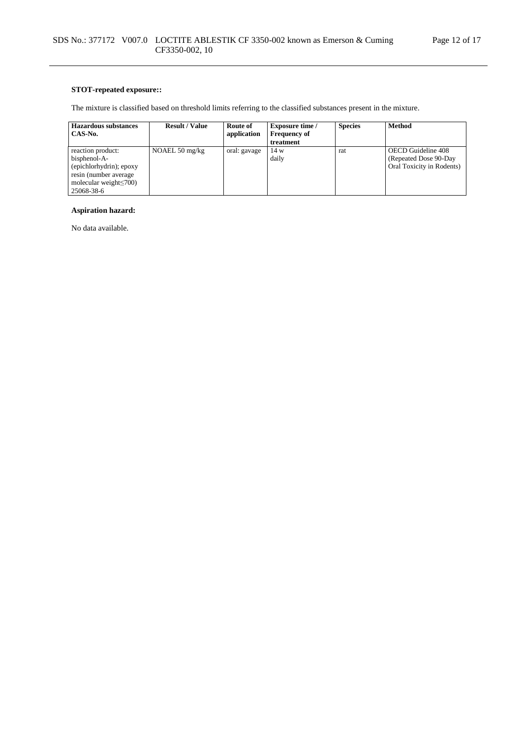**STOT-repeated exposure::**

The mixture is classified based on threshold limits referring to the classified substances present in the mixture.

| Hazardous substances CAS-No. | Result / Value | Route of application | Exposure time / Frequency of treatment | Species | Method |
|---|---|---|---|---|---|
| reaction product: bisphenol-A-(epichlorhydrin); epoxy resin (number average molecular weight≤700) 25068-38-6 | NOAEL 50 mg/kg | oral: gavage | 14 w daily | rat | OECD Guideline 408 (Repeated Dose 90-Day Oral Toxicity in Rodents) |

**Aspiration hazard:**

No data available.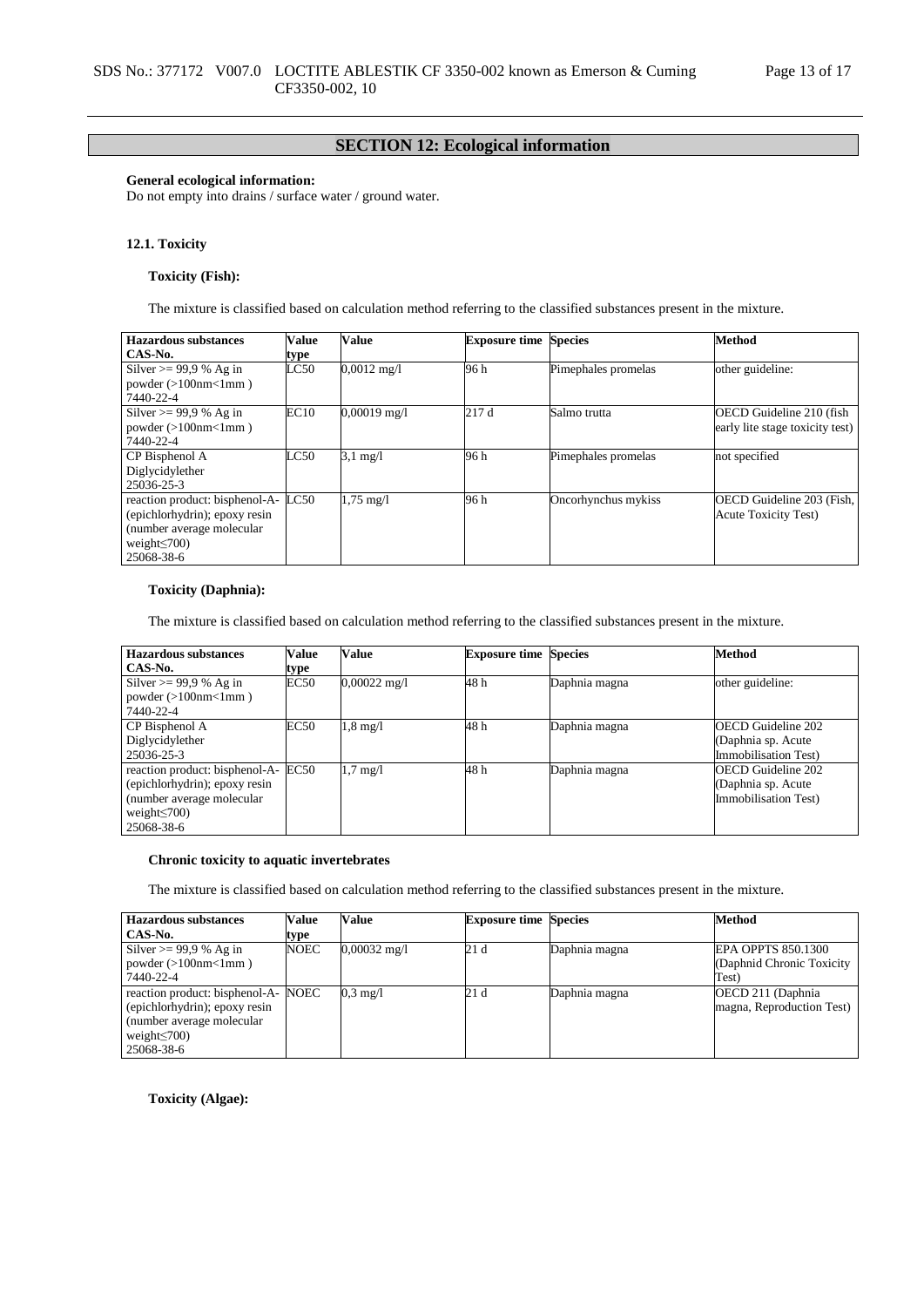## SECTION 12: Ecological information

**General ecological information:**
Do not empty into drains / surface water / ground water.

### 12.1. Toxicity

**Toxicity (Fish):**

The mixture is classified based on calculation method referring to the classified substances present in the mixture.

| Hazardous substances CAS-No. | Value type | Value | Exposure time | Species | Method |
|---|---|---|---|---|---|
| Silver >= 99,9 % Ag in powder (>100nm<1mm ) 7440-22-4 | LC50 | 0,0012 mg/l | 96 h | Pimephales promelas | other guideline: |
| Silver >= 99,9 % Ag in powder (>100nm<1mm ) 7440-22-4 | EC10 | 0,00019 mg/l | 217 d | Salmo trutta | OECD Guideline 210 (fish early lite stage toxicity test) |
| CP Bisphenol A Diglycidylether 25036-25-3 | LC50 | 3,1 mg/l | 96 h | Pimephales promelas | not specified |
| reaction product: bisphenol-A-(epichlorhydrin); epoxy resin (number average molecular weight≤700) 25068-38-6 | LC50 | 1,75 mg/l | 96 h | Oncorhynchus mykiss | OECD Guideline 203 (Fish, Acute Toxicity Test) |

**Toxicity (Daphnia):**

The mixture is classified based on calculation method referring to the classified substances present in the mixture.

| Hazardous substances CAS-No. | Value type | Value | Exposure time | Species | Method |
|---|---|---|---|---|---|
| Silver >= 99,9 % Ag in powder (>100nm<1mm ) 7440-22-4 | EC50 | 0,00022 mg/l | 48 h | Daphnia magna | other guideline: |
| CP Bisphenol A Diglycidylether 25036-25-3 | EC50 | 1,8 mg/l | 48 h | Daphnia magna | OECD Guideline 202 (Daphnia sp. Acute Immobilisation Test) |
| reaction product: bisphenol-A-(epichlorhydrin); epoxy resin (number average molecular weight≤700) 25068-38-6 | EC50 | 1,7 mg/l | 48 h | Daphnia magna | OECD Guideline 202 (Daphnia sp. Acute Immobilisation Test) |

**Chronic toxicity to aquatic invertebrates**

The mixture is classified based on calculation method referring to the classified substances present in the mixture.

| Hazardous substances CAS-No. | Value type | Value | Exposure time | Species | Method |
|---|---|---|---|---|---|
| Silver >= 99,9 % Ag in powder (>100nm<1mm ) 7440-22-4 | NOEC | 0,00032 mg/l | 21 d | Daphnia magna | EPA OPPTS 850.1300 (Daphnid Chronic Toxicity Test) |
| reaction product: bisphenol-A-(epichlorhydrin); epoxy resin (number average molecular weight≤700) 25068-38-6 | NOEC | 0,3 mg/l | 21 d | Daphnia magna | OECD 211 (Daphnia magna, Reproduction Test) |

**Toxicity (Algae):**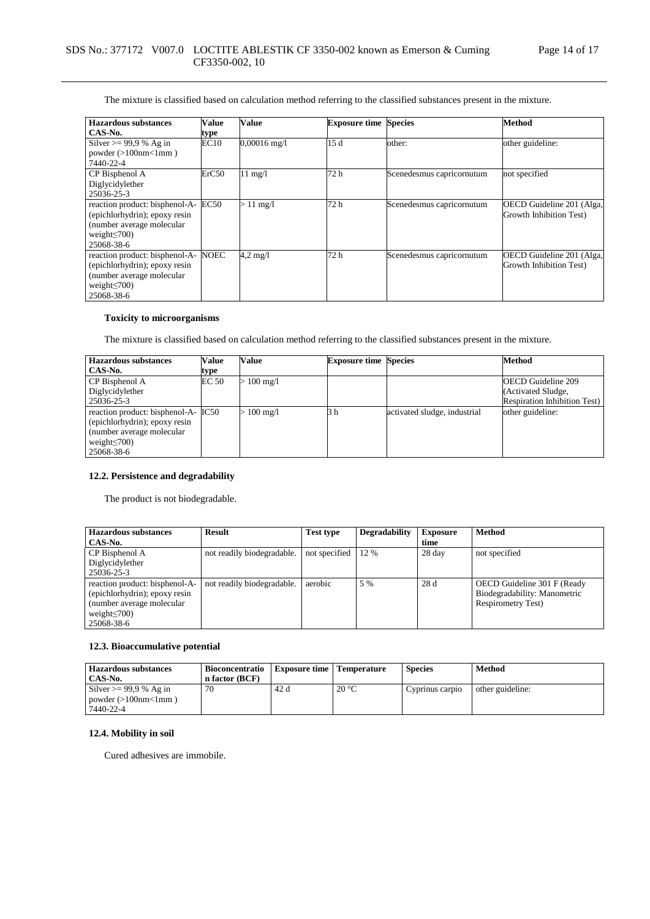The mixture is classified based on calculation method referring to the classified substances present in the mixture.

| Hazardous substances<br>CAS-No. | Value type | Value | Exposure time | Species | Method |
|---|---|---|---|---|---|
| Silver >= 99,9 % Ag in powder (>100nm<1mm )<br>7440-22-4 | EC10 | 0,00016 mg/l | 15 d | other: | other guideline: |
| CP Bisphenol A Diglycidylether<br>25036-25-3 | ErC50 | 11 mg/l | 72 h | Scenedesmus capricornutum | not specified |
| reaction product: bisphenol-A-(epichlorhydrin); epoxy resin (number average molecular weight≤700)<br>25068-38-6 | EC50 | > 11 mg/l | 72 h | Scenedesmus capricornutum | OECD Guideline 201 (Alga, Growth Inhibition Test) |
| reaction product: bisphenol-A-(epichlorhydrin); epoxy resin (number average molecular weight≤700)<br>25068-38-6 | NOEC | 4,2 mg/l | 72 h | Scenedesmus capricornutum | OECD Guideline 201 (Alga, Growth Inhibition Test) |

**Toxicity to microorganisms**

The mixture is classified based on calculation method referring to the classified substances present in the mixture.

| Hazardous substances<br>CAS-No. | Value type | Value | Exposure time | Species | Method |
|---|---|---|---|---|---|
| CP Bisphenol A Diglycidylether<br>25036-25-3 | EC 50 | > 100 mg/l | | | OECD Guideline 209 (Activated Sludge, Respiration Inhibition Test) |
| reaction product: bisphenol-A-(epichlorhydrin); epoxy resin (number average molecular weight≤700)<br>25068-38-6 | IC50 | > 100 mg/l | 3 h | activated sludge, industrial | other guideline: |

### 12.2. Persistence and degradability

The product is not biodegradable.

| Hazardous substances<br>CAS-No. | Result | Test type | Degradability | Exposure time | Method |
|---|---|---|---|---|---|
| CP Bisphenol A Diglycidylether<br>25036-25-3 | not readily biodegradable. | not specified | 12 % | 28 day | not specified |
| reaction product: bisphenol-A-(epichlorhydrin); epoxy resin (number average molecular weight≤700)<br>25068-38-6 | not readily biodegradable. | aerobic | 5 % | 28 d | OECD Guideline 301 F (Ready Biodegradability: Manometric Respirometry Test) |

### 12.3. Bioaccumulative potential

| Hazardous substances<br>CAS-No. | Bioconcentration factor (BCF) | Exposure time | Temperature | Species | Method |
|---|---|---|---|---|---|
| Silver >= 99,9 % Ag in powder (>100nm<1mm )<br>7440-22-4 | 70 | 42 d | 20 °C | Cyprinus carpio | other guideline: |

### 12.4. Mobility in soil

Cured adhesives are immobile.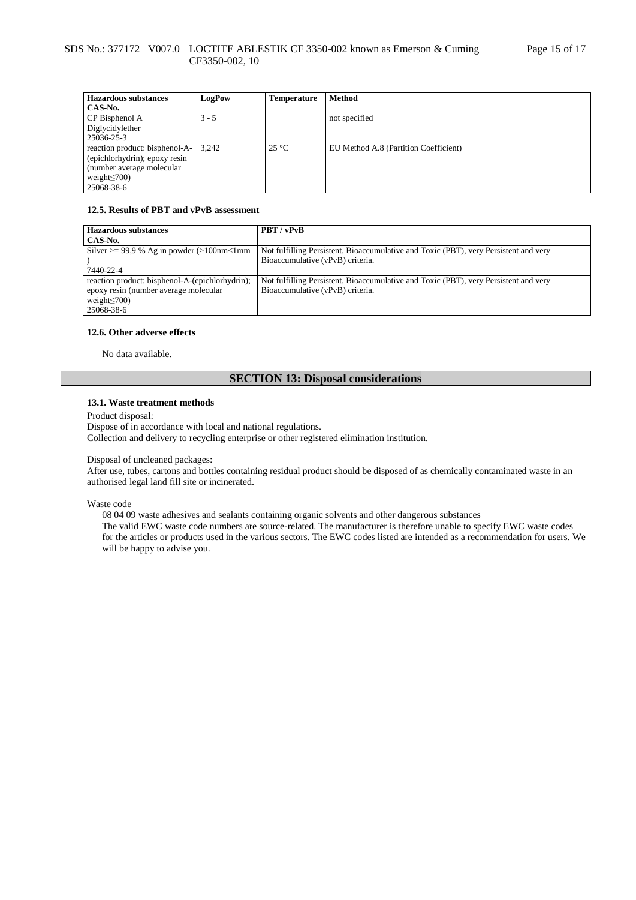| Hazardous substances<br>CAS-No. | LogPow | Temperature | Method |
|---|---|---|---|
| CP Bisphenol A Diglycidylether<br>25036-25-3 | 3 - 5 | | not specified |
| reaction product: bisphenol-A-(epichlorhydrin); epoxy resin (number average molecular weight≤700)<br>25068-38-6 | 3,242 | 25 °C | EU Method A.8 (Partition Coefficient) |

#### 12.5. Results of PBT and vPvB assessment

| Hazardous substances<br>CAS-No. | PBT / vPvB |
|---|---|
| Silver >= 99,9 % Ag in powder (>100nm<1mm )<br>7440-22-4 | Not fulfilling Persistent, Bioaccumulative and Toxic (PBT), very Persistent and very Bioaccumulative (vPvB) criteria. |
| reaction product: bisphenol-A-(epichlorhydrin); epoxy resin (number average molecular weight≤700)<br>25068-38-6 | Not fulfilling Persistent, Bioaccumulative and Toxic (PBT), very Persistent and very Bioaccumulative (vPvB) criteria. |

#### 12.6. Other adverse effects

No data available.

## SECTION 13: Disposal considerations

#### 13.1. Waste treatment methods

Product disposal:
Dispose of in accordance with local and national regulations.
Collection and delivery to recycling enterprise or other registered elimination institution.

Disposal of uncleaned packages:
After use, tubes, cartons and bottles containing residual product should be disposed of as chemically contaminated waste in an authorised legal land fill site or incinerated.

Waste code
08 04 09 waste adhesives and sealants containing organic solvents and other dangerous substances
The valid EWC waste code numbers are source-related. The manufacturer is therefore unable to specify EWC waste codes for the articles or products used in the various sectors. The EWC codes listed are intended as a recommendation for users. We will be happy to advise you.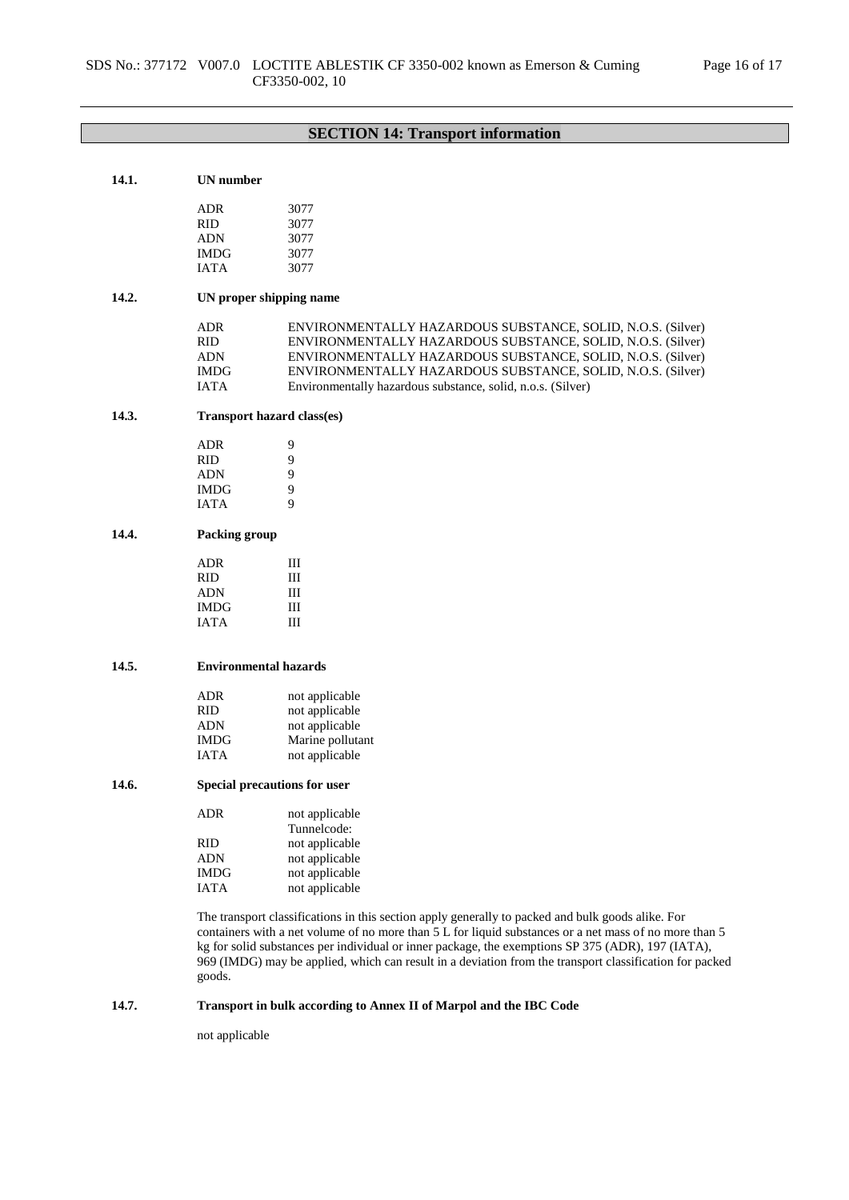## SECTION 14: Transport information

### 14.1. UN number

| | |
|---|---|
| ADR | 3077 |
| RID | 3077 |
| ADN | 3077 |
| IMDG | 3077 |
| IATA | 3077 |

### 14.2. UN proper shipping name

| | |
|---|---|
| ADR | ENVIRONMENTALLY HAZARDOUS SUBSTANCE, SOLID, N.O.S. (Silver) |
| RID | ENVIRONMENTALLY HAZARDOUS SUBSTANCE, SOLID, N.O.S. (Silver) |
| ADN | ENVIRONMENTALLY HAZARDOUS SUBSTANCE, SOLID, N.O.S. (Silver) |
| IMDG | ENVIRONMENTALLY HAZARDOUS SUBSTANCE, SOLID, N.O.S. (Silver) |
| IATA | Environmentally hazardous substance, solid, n.o.s. (Silver) |

### 14.3. Transport hazard class(es)

| | |
|---|---|
| ADR | 9 |
| RID | 9 |
| ADN | 9 |
| IMDG | 9 |
| IATA | 9 |

### 14.4. Packing group

| | |
|---|---|
| ADR | III |
| RID | III |
| ADN | III |
| IMDG | III |
| IATA | III |

### 14.5. Environmental hazards

| | |
|---|---|
| ADR | not applicable |
| RID | not applicable |
| ADN | not applicable |
| IMDG | Marine pollutant |
| IATA | not applicable |

### 14.6. Special precautions for user

| | |
|---|---|
| ADR | not applicable<br>Tunnelcode: |
| RID | not applicable |
| ADN | not applicable |
| IMDG | not applicable |
| IATA | not applicable |

The transport classifications in this section apply generally to packed and bulk goods alike. For containers with a net volume of no more than 5 L for liquid substances or a net mass of no more than 5 kg for solid substances per individual or inner package, the exemptions SP 375 (ADR), 197 (IATA), 969 (IMDG) may be applied, which can result in a deviation from the transport classification for packed goods.

### 14.7. Transport in bulk according to Annex II of Marpol and the IBC Code

not applicable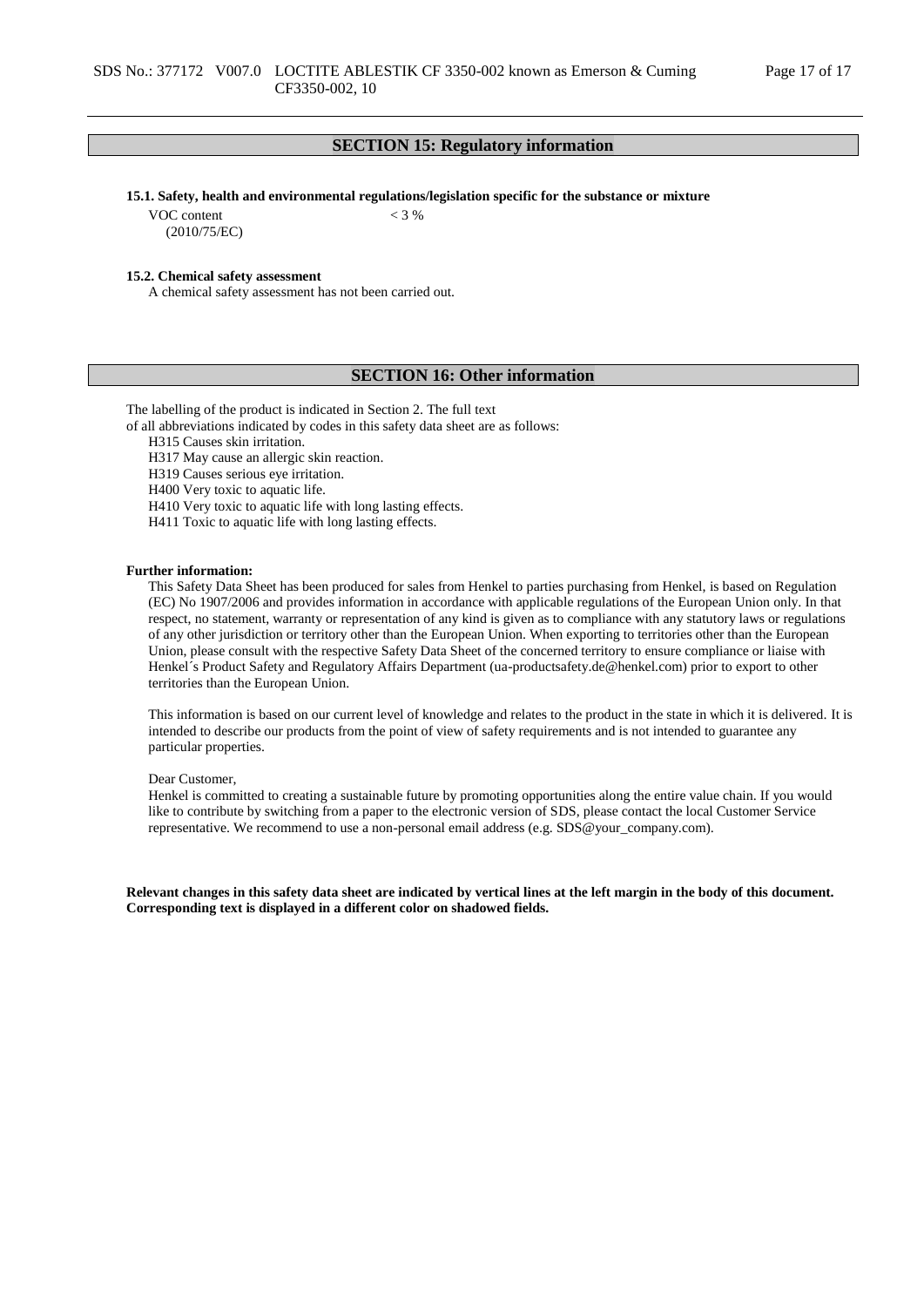## SECTION 15: Regulatory information

**15.1. Safety, health and environmental regulations/legislation specific for the substance or mixture**

| | |
|---|---|
| VOC content (2010/75/EC) | < 3 % |

**15.2. Chemical safety assessment**

A chemical safety assessment has not been carried out.

## SECTION 16: Other information

The labelling of the product is indicated in Section 2. The full text of all abbreviations indicated by codes in this safety data sheet are as follows:

H315 Causes skin irritation.
H317 May cause an allergic skin reaction.
H319 Causes serious eye irritation.
H400 Very toxic to aquatic life.
H410 Very toxic to aquatic life with long lasting effects.
H411 Toxic to aquatic life with long lasting effects.

**Further information:**

This Safety Data Sheet has been produced for sales from Henkel to parties purchasing from Henkel, is based on Regulation (EC) No 1907/2006 and provides information in accordance with applicable regulations of the European Union only. In that respect, no statement, warranty or representation of any kind is given as to compliance with any statutory laws or regulations of any other jurisdiction or territory other than the European Union. When exporting to territories other than the European Union, please consult with the respective Safety Data Sheet of the concerned territory to ensure compliance or liaise with Henkel´s Product Safety and Regulatory Affairs Department (ua-productsafety.de@henkel.com) prior to export to other territories than the European Union.

This information is based on our current level of knowledge and relates to the product in the state in which it is delivered. It is intended to describe our products from the point of view of safety requirements and is not intended to guarantee any particular properties.

Dear Customer,
Henkel is committed to creating a sustainable future by promoting opportunities along the entire value chain. If you would like to contribute by switching from a paper to the electronic version of SDS, please contact the local Customer Service representative. We recommend to use a non-personal email address (e.g. SDS@your_company.com).

**Relevant changes in this safety data sheet are indicated by vertical lines at the left margin in the body of this document. Corresponding text is displayed in a different color on shadowed fields.**